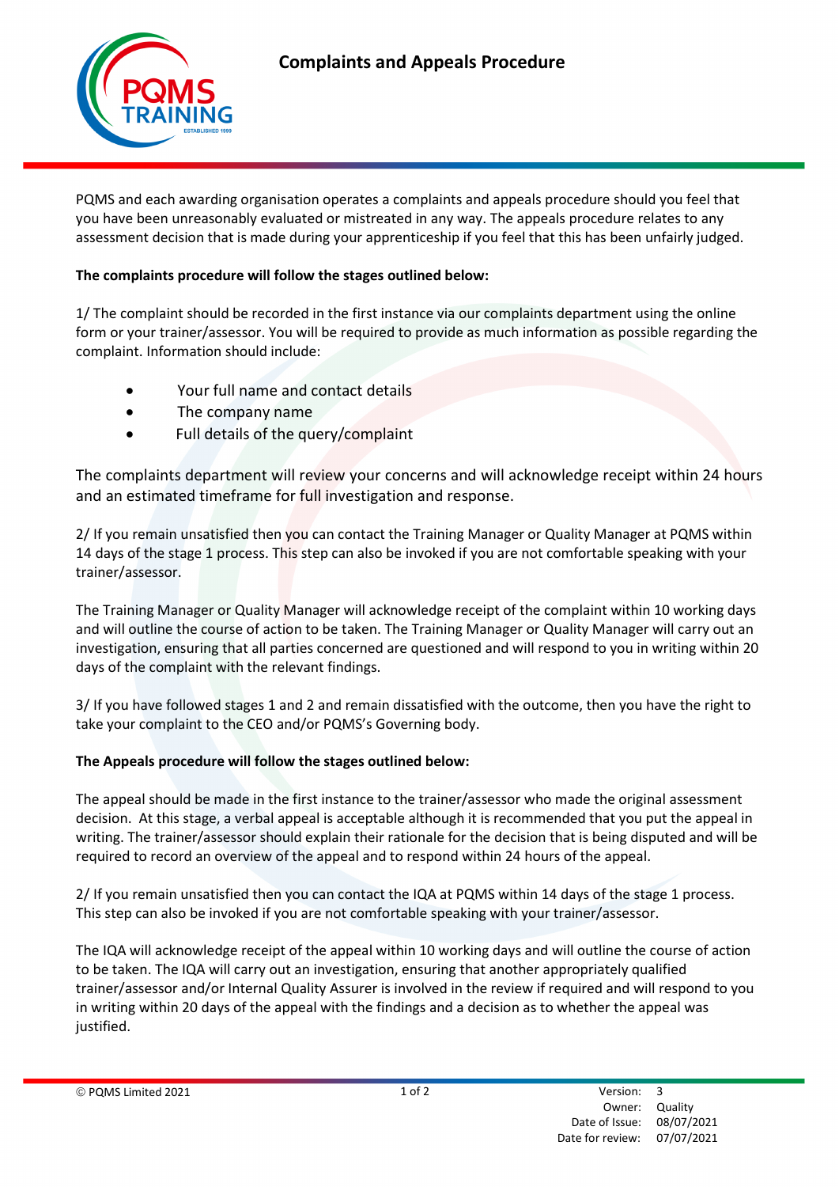# Complaints and Appeals Procedure

PQMS and each awarding organisation operates a complaints and appeals procedure should you feel that you have been unreasonably evaluated or mistreated in any way. The appeals procedure relates to any assessment decision that is made during your apprenticeship if you feel that this has been unfairly judged.

**The complaints procedure will follow the stages outlined below:**

1/ The complaint should be recorded in the first instance via our complaints department using the online form or your trainer/assessor. You will be required to provide as much information as possible regarding the complaint. Information should include:

- Your full name and contact details
- The company name
- Full details of the query/complaint

The complaints department will review your concerns and will acknowledge receipt within 24 hours and an estimated timeframe for full investigation and response.

2/ If you remain unsatisfied then you can contact the Training Manager or Quality Manager at PQMS within 14 days of the stage 1 process. This step can also be invoked if you are not comfortable speaking with your trainer/assessor.

The Training Manager or Quality Manager will acknowledge receipt of the complaint within 10 working days and will outline the course of action to be taken. The Training Manager or Quality Manager will carry out an investigation, ensuring that all parties concerned are questioned and will respond to you in writing within 20 days of the complaint with the relevant findings.

3/ If you have followed stages 1 and 2 and remain dissatisfied with the outcome, then you have the right to take your complaint to the CEO and/or PQMS's Governing body.

**The Appeals procedure will follow the stages outlined below:**

The appeal should be made in the first instance to the trainer/assessor who made the original assessment decision. At this stage, a verbal appeal is acceptable although it is recommended that you put the appeal in writing. The trainer/assessor should explain their rationale for the decision that is being disputed and will be required to record an overview of the appeal and to respond within 24 hours of the appeal.

2/ If you remain unsatisfied then you can contact the IQA at PQMS within 14 days of the stage 1 process. This step can also be invoked if you are not comfortable speaking with your trainer/assessor.

The IQA will acknowledge receipt of the appeal within 10 working days and will outline the course of action to be taken. The IQA will carry out an investigation, ensuring that another appropriately qualified trainer/assessor and/or Internal Quality Assurer is involved in the review if required and will respond to you in writing within 20 days of the appeal with the findings and a decision as to whether the appeal was justified.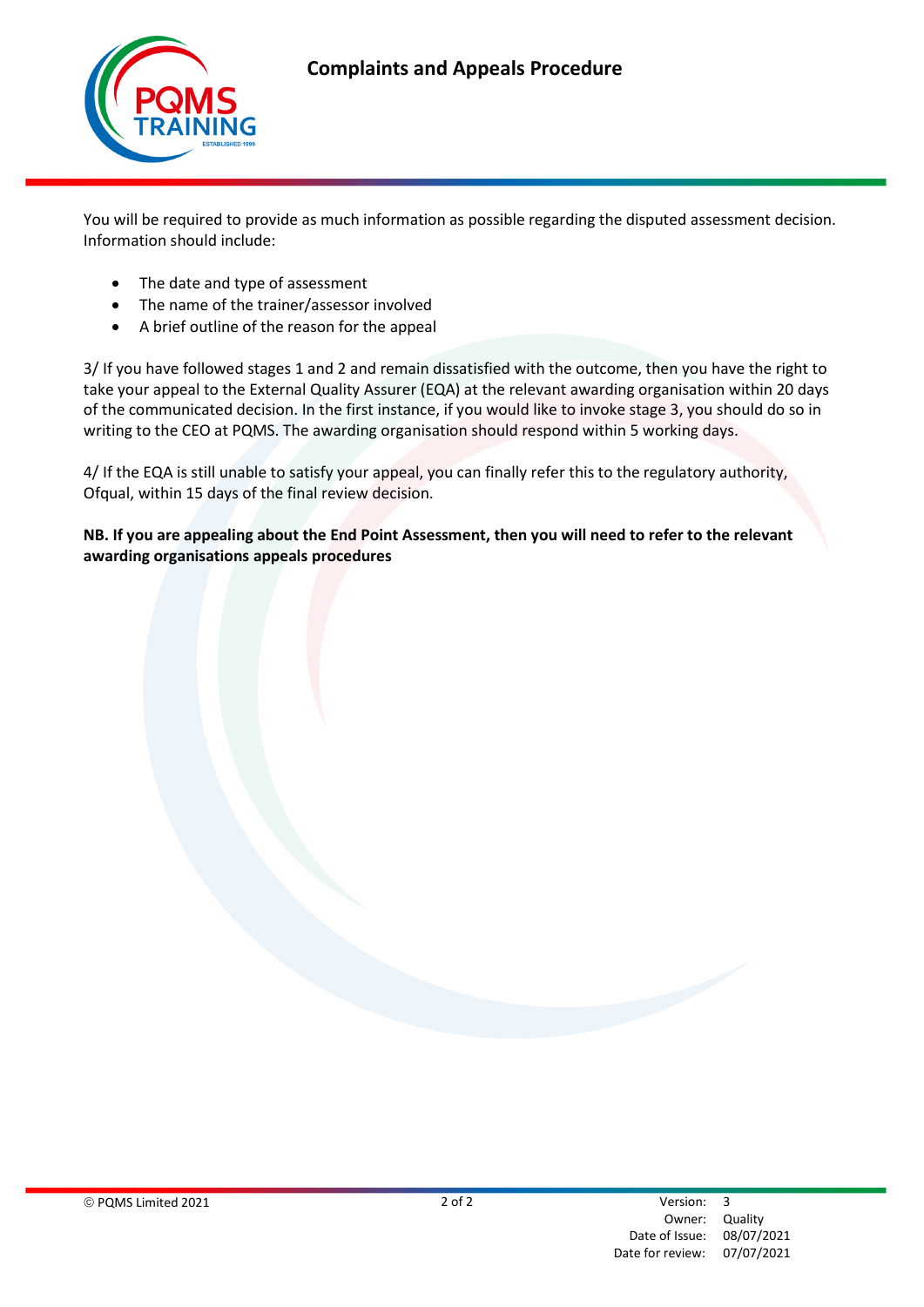You will be required to provide as much information as possible regarding the disputed assessment decision. Information should include:

- The date and type of assessment
- The name of the trainer/assessor involved
- A brief outline of the reason for the appeal

3/ If you have followed stages 1 and 2 and remain dissatisfied with the outcome, then you have the right to take your appeal to the External Quality Assurer (EQA) at the relevant awarding organisation within 20 days of the communicated decision. In the first instance, if you would like to invoke stage 3, you should do so in writing to the CEO at PQMS. The awarding organisation should respond within 5 working days.

4/ If the EQA is still unable to satisfy your appeal, you can finally refer this to the regulatory authority, Ofqual, within 15 days of the final review decision.

**NB. If you are appealing about the End Point Assessment, then you will need to refer to the relevant awarding organisations appeals procedures**